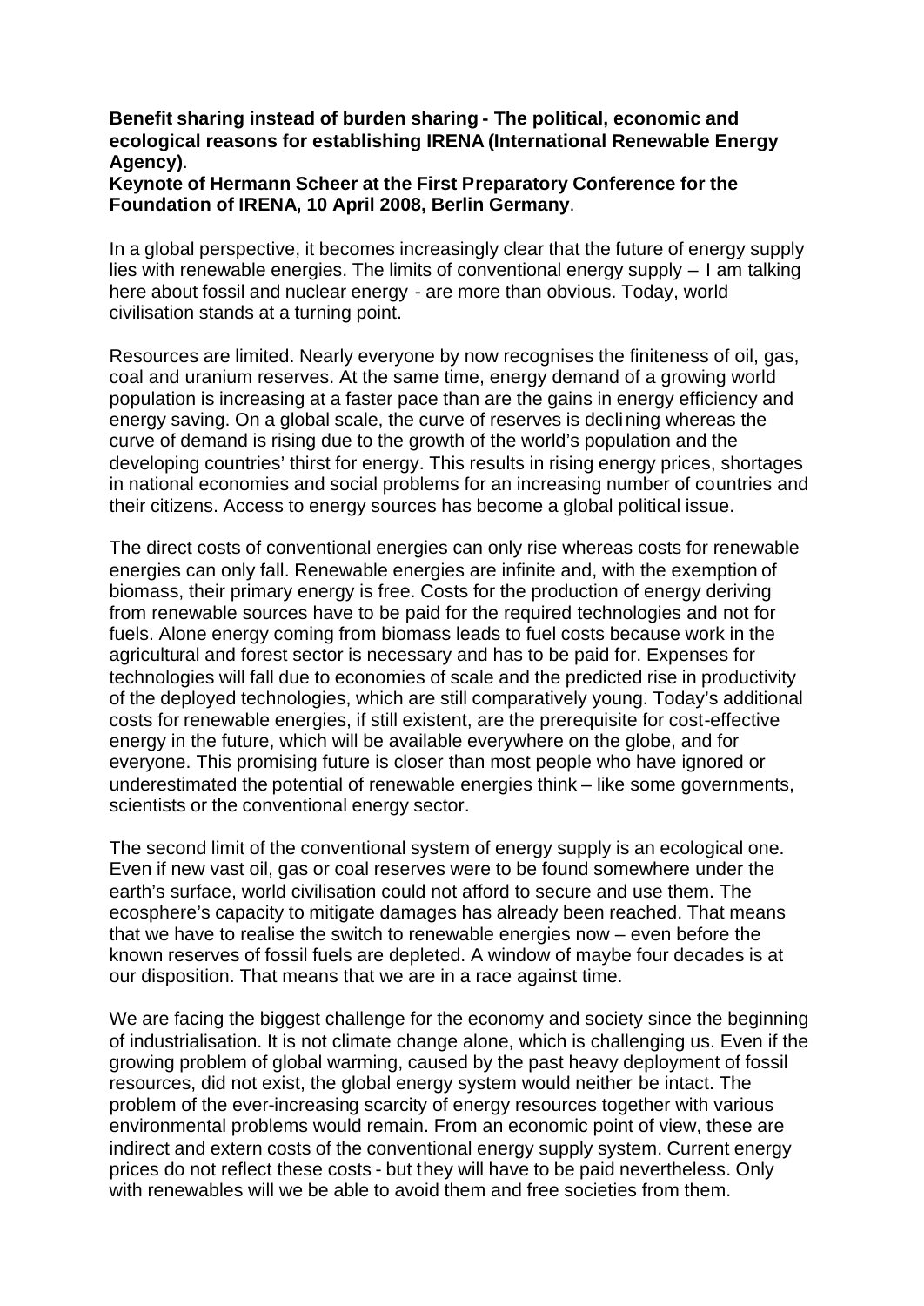**Benefit sharing instead of burden sharing - The political, economic and ecological reasons for establishing IRENA (International Renewable Energy Agency)**.

**Keynote of Hermann Scheer at the First Preparatory Conference for the Foundation of IRENA, 10 April 2008, Berlin Germany**.

In a global perspective, it becomes increasingly clear that the future of energy supply lies with renewable energies. The limits of conventional energy supply – I am talking here about fossil and nuclear energy - are more than obvious. Today, world civilisation stands at a turning point.

Resources are limited. Nearly everyone by now recognises the finiteness of oil, gas, coal and uranium reserves. At the same time, energy demand of a growing world population is increasing at a faster pace than are the gains in energy efficiency and energy saving. On a global scale, the curve of reserves is declining whereas the curve of demand is rising due to the growth of the world's population and the developing countries' thirst for energy. This results in rising energy prices, shortages in national economies and social problems for an increasing number of countries and their citizens. Access to energy sources has become a global political issue.

The direct costs of conventional energies can only rise whereas costs for renewable energies can only fall. Renewable energies are infinite and, with the exemption of biomass, their primary energy is free. Costs for the production of energy deriving from renewable sources have to be paid for the required technologies and not for fuels. Alone energy coming from biomass leads to fuel costs because work in the agricultural and forest sector is necessary and has to be paid for. Expenses for technologies will fall due to economies of scale and the predicted rise in productivity of the deployed technologies, which are still comparatively young. Today's additional costs for renewable energies, if still existent, are the prerequisite for cost-effective energy in the future, which will be available everywhere on the globe, and for everyone. This promising future is closer than most people who have ignored or underestimated the potential of renewable energies think – like some governments, scientists or the conventional energy sector.

The second limit of the conventional system of energy supply is an ecological one. Even if new vast oil, gas or coal reserves were to be found somewhere under the earth's surface, world civilisation could not afford to secure and use them. The ecosphere's capacity to mitigate damages has already been reached. That means that we have to realise the switch to renewable energies now – even before the known reserves of fossil fuels are depleted. A window of maybe four decades is at our disposition. That means that we are in a race against time.

We are facing the biggest challenge for the economy and society since the beginning of industrialisation. It is not climate change alone, which is challenging us. Even if the growing problem of global warming, caused by the past heavy deployment of fossil resources, did not exist, the global energy system would neither be intact. The problem of the ever-increasing scarcity of energy resources together with various environmental problems would remain. From an economic point of view, these are indirect and extern costs of the conventional energy supply system. Current energy prices do not reflect these costs - but they will have to be paid nevertheless. Only with renewables will we be able to avoid them and free societies from them.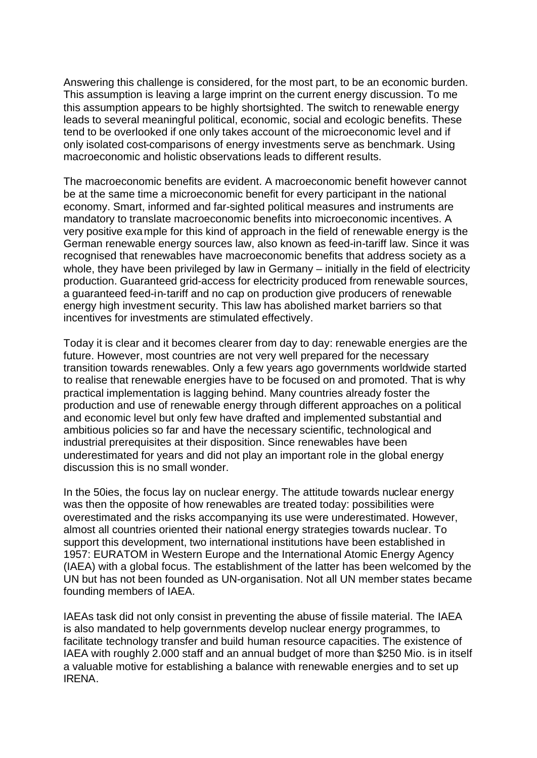Answering this challenge is considered, for the most part, to be an economic burden. This assumption is leaving a large imprint on the current energy discussion. To me this assumption appears to be highly shortsighted. The switch to renewable energy leads to several meaningful political, economic, social and ecologic benefits. These tend to be overlooked if one only takes account of the microeconomic level and if only isolated cost-comparisons of energy investments serve as benchmark. Using macroeconomic and holistic observations leads to different results.

The macroeconomic benefits are evident. A macroeconomic benefit however cannot be at the same time a microeconomic benefit for every participant in the national economy. Smart, informed and far-sighted political measures and instruments are mandatory to translate macroeconomic benefits into microeconomic incentives. A very positive example for this kind of approach in the field of renewable energy is the German renewable energy sources law, also known as feed-in-tariff law. Since it was recognised that renewables have macroeconomic benefits that address society as a whole, they have been privileged by law in Germany – initially in the field of electricity production. Guaranteed grid-access for electricity produced from renewable sources, a guaranteed feed-in-tariff and no cap on production give producers of renewable energy high investment security. This law has abolished market barriers so that incentives for investments are stimulated effectively.

Today it is clear and it becomes clearer from day to day: renewable energies are the future. However, most countries are not very well prepared for the necessary transition towards renewables. Only a few years ago governments worldwide started to realise that renewable energies have to be focused on and promoted. That is why practical implementation is lagging behind. Many countries already foster the production and use of renewable energy through different approaches on a political and economic level but only few have drafted and implemented substantial and ambitious policies so far and have the necessary scientific, technological and industrial prerequisites at their disposition. Since renewables have been underestimated for years and did not play an important role in the global energy discussion this is no small wonder.

In the 50ies, the focus lay on nuclear energy. The attitude towards nuclear energy was then the opposite of how renewables are treated today: possibilities were overestimated and the risks accompanying its use were underestimated. However, almost all countries oriented their national energy strategies towards nuclear. To support this development, two international institutions have been established in 1957: EURATOM in Western Europe and the International Atomic Energy Agency (IAEA) with a global focus. The establishment of the latter has been welcomed by the UN but has not been founded as UN-organisation. Not all UN member states became founding members of IAEA.

IAEAs task did not only consist in preventing the abuse of fissile material. The IAEA is also mandated to help governments develop nuclear energy programmes, to facilitate technology transfer and build human resource capacities. The existence of IAEA with roughly 2.000 staff and an annual budget of more than $250 Mio. is in itself a valuable motive for establishing a balance with renewable energies and to set up IRENA.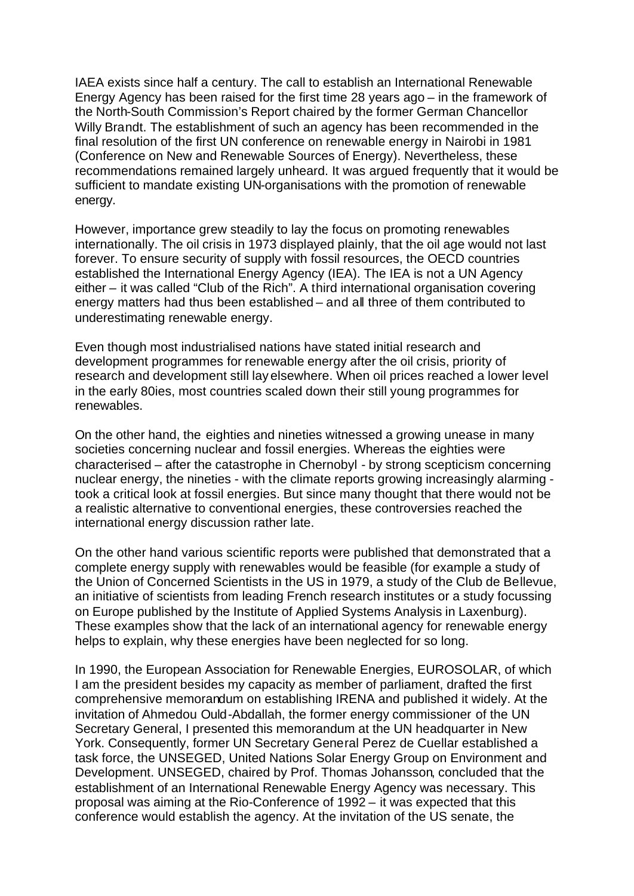IAEA exists since half a century. The call to establish an International Renewable Energy Agency has been raised for the first time 28 years ago – in the framework of the North-South Commission's Report chaired by the former German Chancellor Willy Brandt. The establishment of such an agency has been recommended in the final resolution of the first UN conference on renewable energy in Nairobi in 1981 (Conference on New and Renewable Sources of Energy). Nevertheless, these recommendations remained largely unheard. It was argued frequently that it would be sufficient to mandate existing UN-organisations with the promotion of renewable energy.

However, importance grew steadily to lay the focus on promoting renewables internationally. The oil crisis in 1973 displayed plainly, that the oil age would not last forever. To ensure security of supply with fossil resources, the OECD countries established the International Energy Agency (IEA). The IEA is not a UN Agency either – it was called "Club of the Rich". A third international organisation covering energy matters had thus been established – and all three of them contributed to underestimating renewable energy.

Even though most industrialised nations have stated initial research and development programmes for renewable energy after the oil crisis, priority of research and development still lay elsewhere. When oil prices reached a lower level in the early 80ies, most countries scaled down their still young programmes for renewables.

On the other hand, the eighties and nineties witnessed a growing unease in many societies concerning nuclear and fossil energies. Whereas the eighties were characterised – after the catastrophe in Chernobyl - by strong scepticism concerning nuclear energy, the nineties - with the climate reports growing increasingly alarming - took a critical look at fossil energies. But since many thought that there would not be a realistic alternative to conventional energies, these controversies reached the international energy discussion rather late.

On the other hand various scientific reports were published that demonstrated that a complete energy supply with renewables would be feasible (for example a study of the Union of Concerned Scientists in the US in 1979, a study of the Club de Bellevue, an initiative of scientists from leading French research institutes or a study focussing on Europe published by the Institute of Applied Systems Analysis in Laxenburg). These examples show that the lack of an international agency for renewable energy helps to explain, why these energies have been neglected for so long.

In 1990, the European Association for Renewable Energies, EUROSOLAR, of which I am the president besides my capacity as member of parliament, drafted the first comprehensive memorandum on establishing IRENA and published it widely. At the invitation of Ahmedou Ould-Abdallah, the former energy commissioner of the UN Secretary General, I presented this memorandum at the UN headquarter in New York. Consequently, former UN Secretary General Perez de Cuellar established a task force, the UNSEGED, United Nations Solar Energy Group on Environment and Development. UNSEGED, chaired by Prof. Thomas Johansson, concluded that the establishment of an International Renewable Energy Agency was necessary. This proposal was aiming at the Rio-Conference of 1992 – it was expected that this conference would establish the agency. At the invitation of the US senate, the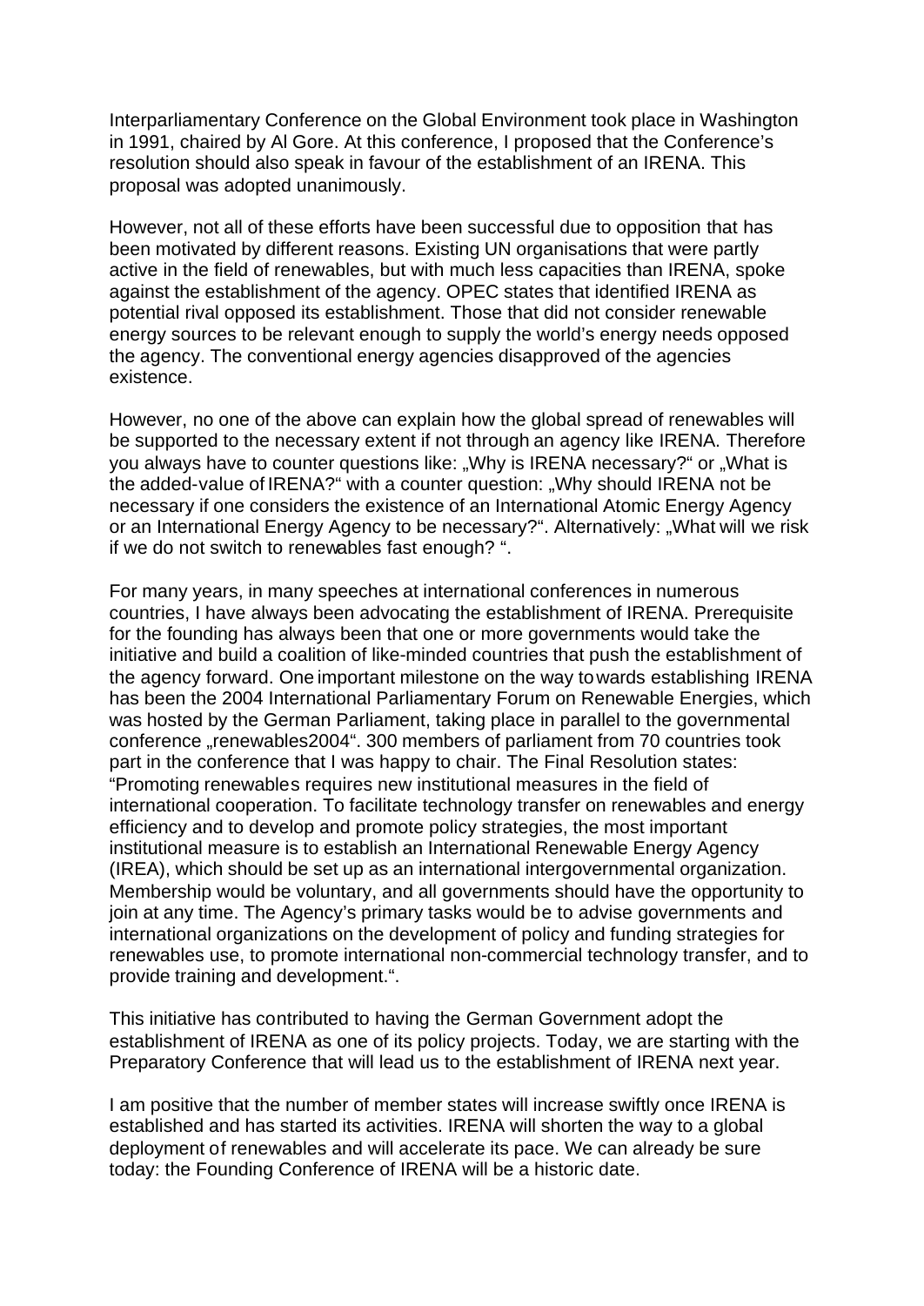Interparliamentary Conference on the Global Environment took place in Washington in 1991, chaired by Al Gore. At this conference, I proposed that the Conference's resolution should also speak in favour of the establishment of an IRENA. This proposal was adopted unanimously.

However, not all of these efforts have been successful due to opposition that has been motivated by different reasons. Existing UN organisations that were partly active in the field of renewables, but with much less capacities than IRENA, spoke against the establishment of the agency. OPEC states that identified IRENA as potential rival opposed its establishment. Those that did not consider renewable energy sources to be relevant enough to supply the world's energy needs opposed the agency. The conventional energy agencies disapproved of the agencies existence.

However, no one of the above can explain how the global spread of renewables will be supported to the necessary extent if not through an agency like IRENA. Therefore you always have to counter questions like: „Why is IRENA necessary?" or „What is the added-value of IRENA?" with a counter question: „Why should IRENA not be necessary if one considers the existence of an International Atomic Energy Agency or an International Energy Agency to be necessary?". Alternatively: „What will we risk if we do not switch to renewables fast enough? ".

For many years, in many speeches at international conferences in numerous countries, I have always been advocating the establishment of IRENA. Prerequisite for the founding has always been that one or more governments would take the initiative and build a coalition of like-minded countries that push the establishment of the agency forward. One important milestone on the way towards establishing IRENA has been the 2004 International Parliamentary Forum on Renewable Energies, which was hosted by the German Parliament, taking place in parallel to the governmental conference „renewables2004". 300 members of parliament from 70 countries took part in the conference that I was happy to chair. The Final Resolution states: "Promoting renewables requires new institutional measures in the field of international cooperation. To facilitate technology transfer on renewables and energy efficiency and to develop and promote policy strategies, the most important institutional measure is to establish an International Renewable Energy Agency (IREA), which should be set up as an international intergovernmental organization. Membership would be voluntary, and all governments should have the opportunity to join at any time. The Agency's primary tasks would be to advise governments and international organizations on the development of policy and funding strategies for renewables use, to promote international non-commercial technology transfer, and to provide training and development.".

This initiative has contributed to having the German Government adopt the establishment of IRENA as one of its policy projects. Today, we are starting with the Preparatory Conference that will lead us to the establishment of IRENA next year.

I am positive that the number of member states will increase swiftly once IRENA is established and has started its activities. IRENA will shorten the way to a global deployment of renewables and will accelerate its pace. We can already be sure today: the Founding Conference of IRENA will be a historic date.